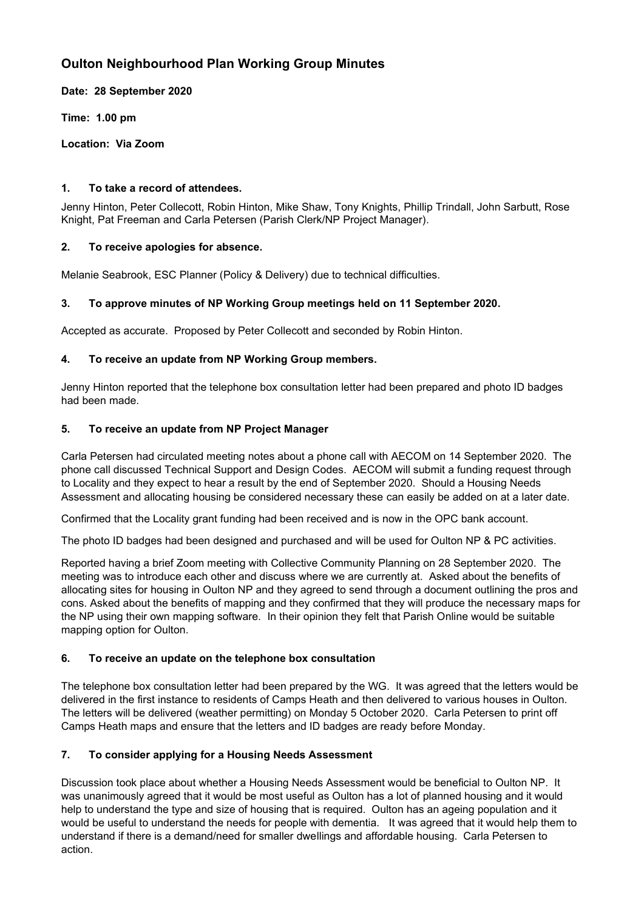# Oulton Neighbourhood Plan Working Group Minutes

**Date: 28 September 2020**

**Time: 1.00 pm**

**Location: Via Zoom**

### 1. To take a record of attendees.

Jenny Hinton, Peter Collecott, Robin Hinton, Mike Shaw, Tony Knights, Phillip Trindall, John Sarbutt, Rose Knight, Pat Freeman and Carla Petersen (Parish Clerk/NP Project Manager).

### 2. To receive apologies for absence.

Melanie Seabrook, ESC Planner (Policy & Delivery) due to technical difficulties.

### 3. To approve minutes of NP Working Group meetings held on 11 September 2020.

Accepted as accurate. Proposed by Peter Collecott and seconded by Robin Hinton.

### 4. To receive an update from NP Working Group members.

Jenny Hinton reported that the telephone box consultation letter had been prepared and photo ID badges had been made.

### 5. To receive an update from NP Project Manager

Carla Petersen had circulated meeting notes about a phone call with AECOM on 14 September 2020. The phone call discussed Technical Support and Design Codes. AECOM will submit a funding request through to Locality and they expect to hear a result by the end of September 2020. Should a Housing Needs Assessment and allocating housing be considered necessary these can easily be added on at a later date.

Confirmed that the Locality grant funding had been received and is now in the OPC bank account.

The photo ID badges had been designed and purchased and will be used for Oulton NP & PC activities.

Reported having a brief Zoom meeting with Collective Community Planning on 28 September 2020. The meeting was to introduce each other and discuss where we are currently at. Asked about the benefits of allocating sites for housing in Oulton NP and they agreed to send through a document outlining the pros and cons. Asked about the benefits of mapping and they confirmed that they will produce the necessary maps for the NP using their own mapping software. In their opinion they felt that Parish Online would be suitable mapping option for Oulton.

### 6. To receive an update on the telephone box consultation

The telephone box consultation letter had been prepared by the WG. It was agreed that the letters would be delivered in the first instance to residents of Camps Heath and then delivered to various houses in Oulton. The letters will be delivered (weather permitting) on Monday 5 October 2020. Carla Petersen to print off Camps Heath maps and ensure that the letters and ID badges are ready before Monday.

### 7. To consider applying for a Housing Needs Assessment

Discussion took place about whether a Housing Needs Assessment would be beneficial to Oulton NP. It was unanimously agreed that it would be most useful as Oulton has a lot of planned housing and it would help to understand the type and size of housing that is required. Oulton has an ageing population and it would be useful to understand the needs for people with dementia. It was agreed that it would help them to understand if there is a demand/need for smaller dwellings and affordable housing. Carla Petersen to action.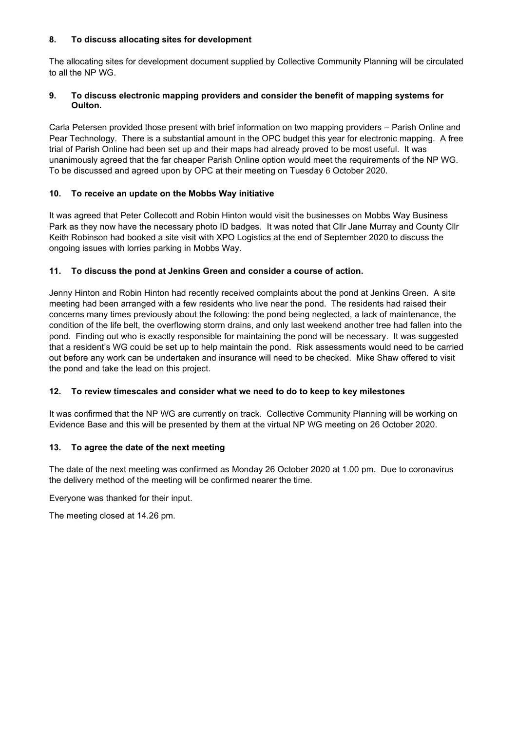## 8. To discuss allocating sites for development

The allocating sites for development document supplied by Collective Community Planning will be circulated to all the NP WG.

## 9. To discuss electronic mapping providers and consider the benefit of mapping systems for Oulton.

Carla Petersen provided those present with brief information on two mapping providers – Parish Online and Pear Technology. There is a substantial amount in the OPC budget this year for electronic mapping. A free trial of Parish Online had been set up and their maps had already proved to be most useful. It was unanimously agreed that the far cheaper Parish Online option would meet the requirements of the NP WG. To be discussed and agreed upon by OPC at their meeting on Tuesday 6 October 2020.

## 10. To receive an update on the Mobbs Way initiative

It was agreed that Peter Collecott and Robin Hinton would visit the businesses on Mobbs Way Business Park as they now have the necessary photo ID badges. It was noted that Cllr Jane Murray and County Cllr Keith Robinson had booked a site visit with XPO Logistics at the end of September 2020 to discuss the ongoing issues with lorries parking in Mobbs Way.

## 11. To discuss the pond at Jenkins Green and consider a course of action.

Jenny Hinton and Robin Hinton had recently received complaints about the pond at Jenkins Green. A site meeting had been arranged with a few residents who live near the pond. The residents had raised their concerns many times previously about the following: the pond being neglected, a lack of maintenance, the condition of the life belt, the overflowing storm drains, and only last weekend another tree had fallen into the pond. Finding out who is exactly responsible for maintaining the pond will be necessary. It was suggested that a resident's WG could be set up to help maintain the pond. Risk assessments would need to be carried out before any work can be undertaken and insurance will need to be checked. Mike Shaw offered to visit the pond and take the lead on this project.

## 12. To review timescales and consider what we need to do to keep to key milestones

It was confirmed that the NP WG are currently on track. Collective Community Planning will be working on Evidence Base and this will be presented by them at the virtual NP WG meeting on 26 October 2020.

## 13. To agree the date of the next meeting

The date of the next meeting was confirmed as Monday 26 October 2020 at 1.00 pm. Due to coronavirus the delivery method of the meeting will be confirmed nearer the time.

Everyone was thanked for their input.

The meeting closed at 14.26 pm.